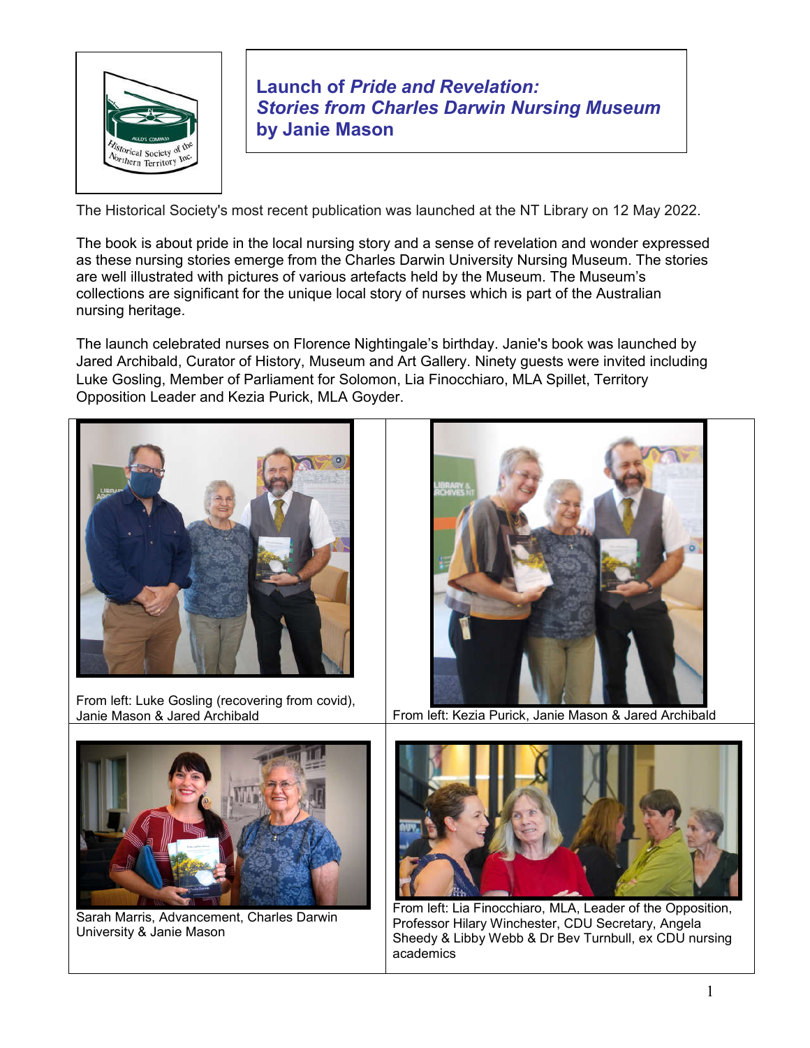# Launch of *Pride and Revelation: Stories from Charles Darwin Nursing Museum* by Janie Mason

The Historical Society's most recent publication was launched at the NT Library on 12 May 2022.

The book is about pride in the local nursing story and a sense of revelation and wonder expressed as these nursing stories emerge from the Charles Darwin University Nursing Museum. The stories are well illustrated with pictures of various artefacts held by the Museum. The Museum's collections are significant for the unique local story of nurses which is part of the Australian nursing heritage.

The launch celebrated nurses on Florence Nightingale's birthday. Janie's book was launched by Jared Archibald, Curator of History, Museum and Art Gallery. Ninety guests were invited including Luke Gosling, Member of Parliament for Solomon, Lia Finocchiaro, MLA Spillet, Territory Opposition Leader and Kezia Purick, MLA Goyder.

From left: Luke Gosling (recovering from covid), Janie Mason & Jared Archibald

From left: Kezia Purick, Janie Mason & Jared Archibald

Sarah Marris, Advancement, Charles Darwin University & Janie Mason

From left: Lia Finocchiaro, MLA, Leader of the Opposition, Professor Hilary Winchester, CDU Secretary, Angela Sheedy & Libby Webb & Dr Bev Turnbull, ex CDU nursing academics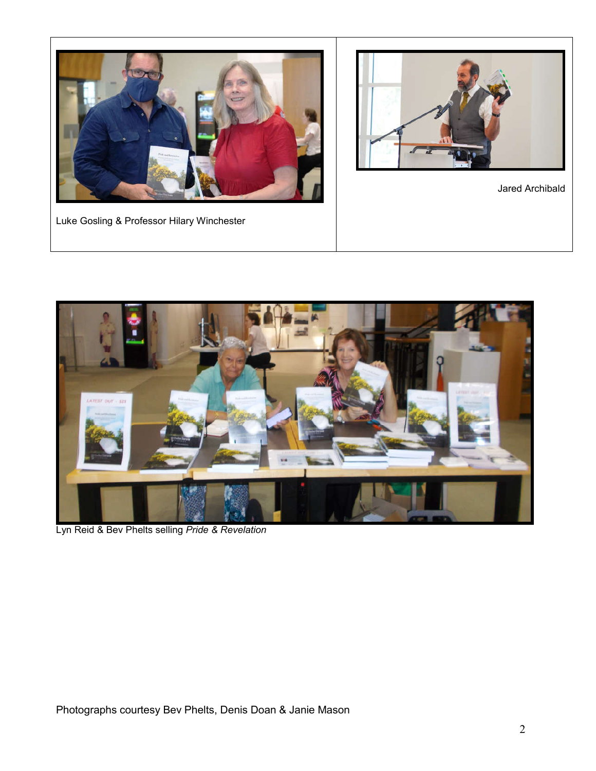Luke Gosling & Professor Hilary Winchester

Jared Archibald

Lyn Reid & Bev Phelts selling *Pride & Revelation*

Photographs courtesy Bev Phelts, Denis Doan & Janie Mason